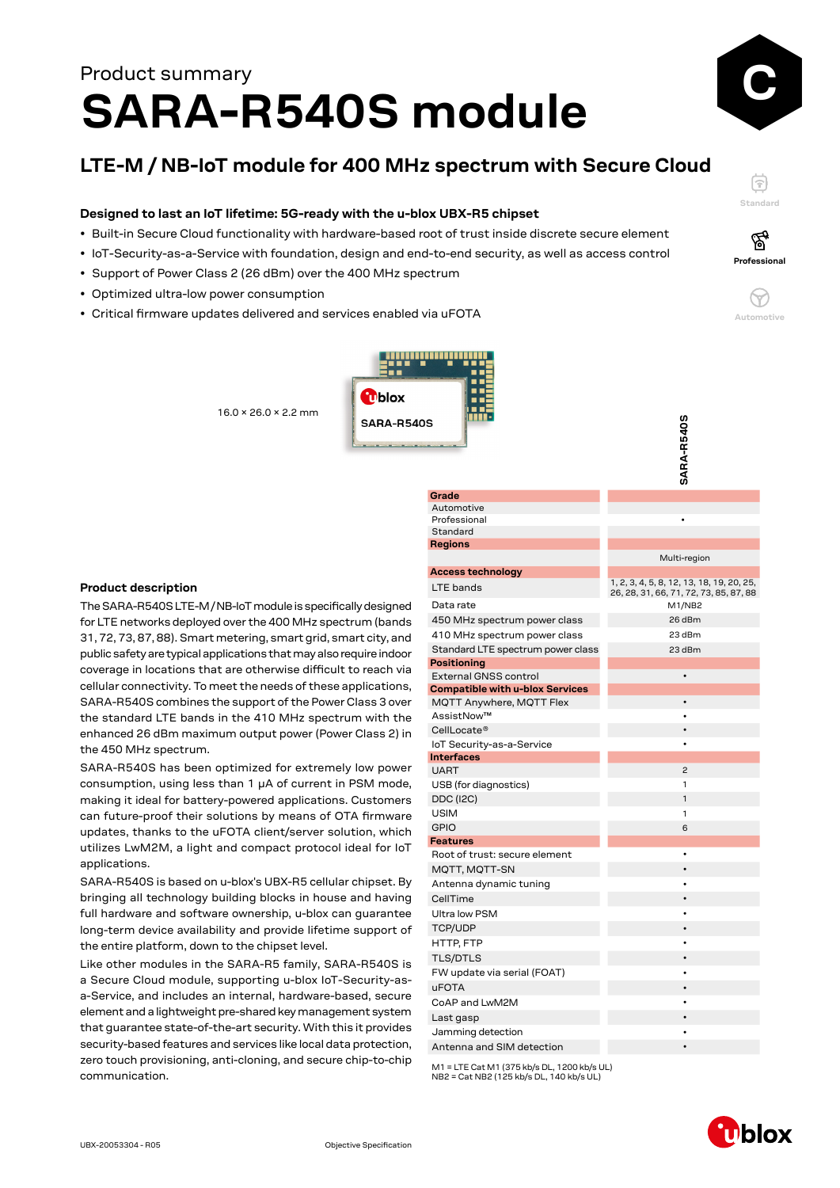Product summary

# SARA-R540S module

## LTE-M / NB-IoT module for 400 MHz spectrum with Secure Cloud

**Designed to last an IoT lifetime: 5G-ready with the u-blox UBX-R5 chipset**

- Built-in Secure Cloud functionality with hardware-based root of trust inside discrete secure element
- IoT-Security-as-a-Service with foundation, design and end-to-end security, as well as access control
- Support of Power Class 2 (26 dBm) over the 400 MHz spectrum
- Optimized ultra-low power consumption
- Critical firmware updates delivered and services enabled via uFOTA

Standard

Professional

Automotive

16.0 × 26.0 × 2.2 mm

### Product description

The SARA-R540S LTE-M / NB-IoT module is specifically designed for LTE networks deployed over the 400 MHz spectrum (bands 31, 72, 73, 87, 88). Smart metering, smart grid, smart city, and public safety are typical applications that may also require indoor coverage in locations that are otherwise difficult to reach via cellular connectivity. To meet the needs of these applications, SARA-R540S combines the support of the Power Class 3 over the standard LTE bands in the 410 MHz spectrum with the enhanced 26 dBm maximum output power (Power Class 2) in the 450 MHz spectrum.

SARA-R540S has been optimized for extremely low power consumption, using less than 1 µA of current in PSM mode, making it ideal for battery-powered applications. Customers can future-proof their solutions by means of OTA firmware updates, thanks to the uFOTA client/server solution, which utilizes LwM2M, a light and compact protocol ideal for IoT applications.

SARA-R540S is based on u-blox's UBX-R5 cellular chipset. By bringing all technology building blocks in house and having full hardware and software ownership, u-blox can guarantee long-term device availability and provide lifetime support of the entire platform, down to the chipset level.

Like other modules in the SARA-R5 family, SARA-R540S is a Secure Cloud module, supporting u-blox IoT-Security-as-a-Service, and includes an internal, hardware-based, secure element and a lightweight pre-shared key management system that guarantee state-of-the-art security. With this it provides security-based features and services like local data protection, zero touch provisioning, anti-cloning, and secure chip-to-chip communication.

| | SARA-R540S |
|---|---|
| **Grade** | |
| Automotive | |
| Professional | • |
| Standard | |
| **Regions** | |
| | Multi-region |
| **Access technology** | |
| LTE bands | 1, 2, 3, 4, 5, 8, 12, 13, 18, 19, 20, 25, 26, 28, 31, 66, 71, 72, 73, 85, 87, 88 |
| Data rate | M1/NB2 |
| 450 MHz spectrum power class | 26 dBm |
| 410 MHz spectrum power class | 23 dBm |
| Standard LTE spectrum power class | 23 dBm |
| **Positioning** | |
| External GNSS control | • |
| **Compatible with u-blox Services** | |
| MQTT Anywhere, MQTT Flex | • |
| AssistNow™ | • |
| CellLocate® | • |
| IoT Security-as-a-Service | • |
| **Interfaces** | |
| UART | 2 |
| USB (for diagnostics) | 1 |
| DDC (I2C) | 1 |
| USIM | 1 |
| GPIO | 6 |
| **Features** | |
| Root of trust: secure element | • |
| MQTT, MQTT-SN | • |
| Antenna dynamic tuning | • |
| CellTime | • |
| Ultra low PSM | • |
| TCP/UDP | • |
| HTTP, FTP | • |
| TLS/DTLS | • |
| FW update via serial (FOAT) | • |
| uFOTA | • |
| CoAP and LwM2M | • |
| Last gasp | • |
| Jamming detection | • |
| Antenna and SIM detection | • |

M1 = LTE Cat M1 (375 kb/s DL, 1200 kb/s UL)
NB2 = Cat NB2 (125 kb/s DL, 140 kb/s UL)

UBX-20053304 - R05 Objective Specification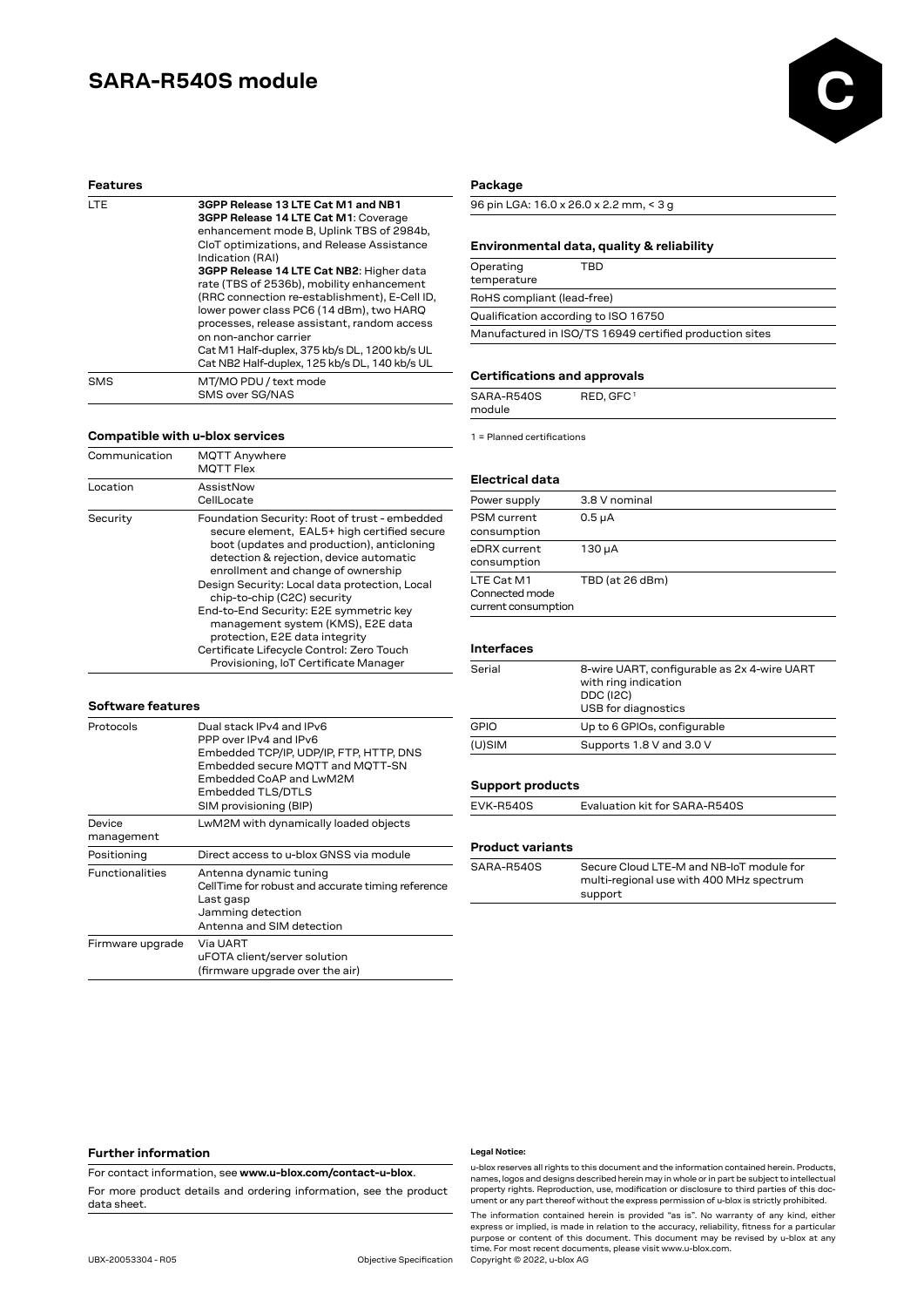# SARA-R540S module

### Features

| | |
|---|---|
| LTE | **3GPP Release 13 LTE Cat M1 and NB1**<br>**3GPP Release 14 LTE Cat M1**: Coverage enhancement mode B, Uplink TBS of 2984b, CIoT optimizations, and Release Assistance Indication (RAI)<br>**3GPP Release 14 LTE Cat NB2**: Higher data rate (TBS of 2536b), mobility enhancement (RRC connection re-establishment), E-Cell ID, lower power class PC6 (14 dBm), two HARQ processes, release assistant, random access on non-anchor carrier<br>Cat M1 Half-duplex, 375 kb/s DL, 1200 kb/s UL<br>Cat NB2 Half-duplex, 125 kb/s DL, 140 kb/s UL |
| SMS | MT/MO PDU / text mode<br>SMS over SG/NAS |

### Compatible with u-blox services

| | |
|---|---|
| Communication | MQTT Anywhere<br>MQTT Flex |
| Location | AssistNow<br>CellLocate |
| Security | Foundation Security: Root of trust - embedded secure element, EAL5+ high certified secure boot (updates and production), anticloning detection & rejection, device automatic enrollment and change of ownership<br>Design Security: Local data protection, Local chip-to-chip (C2C) security<br>End-to-End Security: E2E symmetric key management system (KMS), E2E data protection, E2E data integrity<br>Certificate Lifecycle Control: Zero Touch Provisioning, IoT Certificate Manager |

### Software features

| | |
|---|---|
| Protocols | Dual stack IPv4 and IPv6<br>PPP over IPv4 and IPv6<br>Embedded TCP/IP, UDP/IP, FTP, HTTP, DNS<br>Embedded secure MQTT and MQTT-SN<br>Embedded CoAP and LwM2M<br>Embedded TLS/DTLS<br>SIM provisioning (BIP) |
| Device management | LwM2M with dynamically loaded objects |
| Positioning | Direct access to u-blox GNSS via module |
| Functionalities | Antenna dynamic tuning<br>CellTime for robust and accurate timing reference<br>Last gasp<br>Jamming detection<br>Antenna and SIM detection |
| Firmware upgrade | Via UART<br>uFOTA client/server solution<br>(firmware upgrade over the air) |

### Package

96 pin LGA: 16.0 x 26.0 x 2.2 mm, < 3 g

### Environmental data, quality & reliability

| | |
|---|---|
| Operating temperature | TBD |
| RoHS compliant (lead-free) | |
| Qualification according to ISO 16750 | |
| Manufactured in ISO/TS 16949 certified production sites | |

### Certifications and approvals

| | |
|---|---|
| SARA-R540S module | RED, GFC[1] |

1 = Planned certifications

### Electrical data

| | |
|---|---|
| Power supply | 3.8 V nominal |
| PSM current consumption | 0.5 µA |
| eDRX current consumption | 130 µA |
| LTE Cat M1 Connected mode current consumption | TBD (at 26 dBm) |

### Interfaces

| | |
|---|---|
| Serial | 8-wire UART, configurable as 2x 4-wire UART with ring indication<br>DDC (I2C)<br>USB for diagnostics |
| GPIO | Up to 6 GPIOs, configurable |
| (U)SIM | Supports 1.8 V and 3.0 V |

### Support products

| | |
|---|---|
| EVK-R540S | Evaluation kit for SARA-R540S |

### Product variants

| | |
|---|---|
| SARA-R540S | Secure Cloud LTE-M and NB-IoT module for multi-regional use with 400 MHz spectrum support |

### Further information

For contact information, see **www.u-blox.com/contact-u-blox**.

For more product details and ordering information, see the product data sheet.

UBX-20053304 - R05 Objective Specification

**Legal Notice:**

u-blox reserves all rights to this document and the information contained herein. Products, names, logos and designs described herein may in whole or in part be subject to intellectual property rights. Reproduction, use, modification or disclosure to third parties of this document or any part thereof without the express permission of u-blox is strictly prohibited.

The information contained herein is provided "as is". No warranty of any kind, either express or implied, is made in relation to the accuracy, reliability, fitness for a particular purpose or content of this document. This document may be revised by u-blox at any time. For most recent documents, please visit www.u-blox.com.

Copyright © 2022, u-blox AG